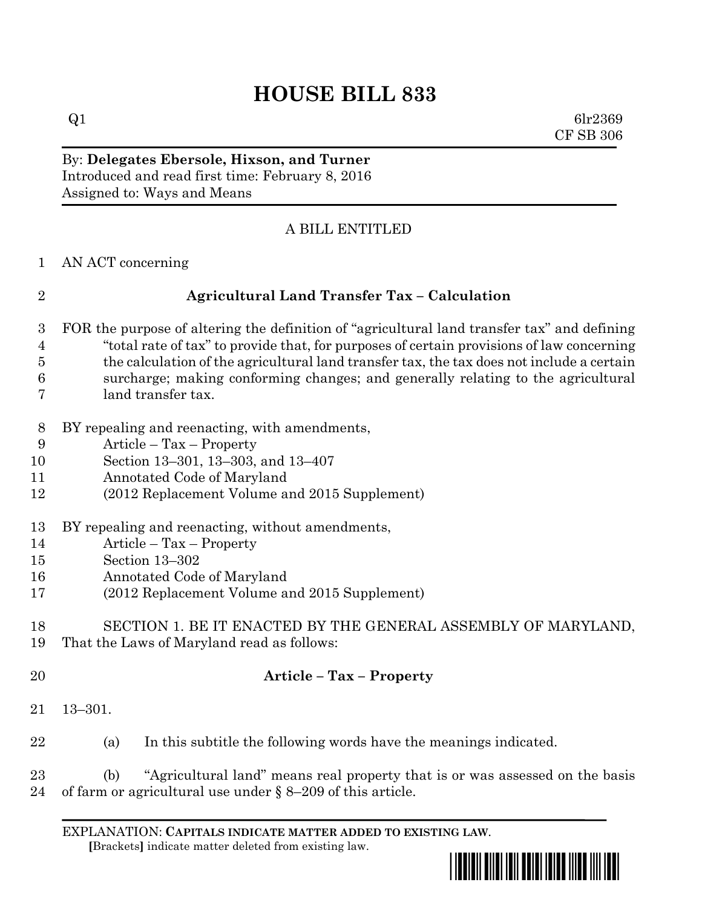# HOUSE BILL 833

Q1 6lr2369
CF SB 306

By: **Delegates Ebersole, Hixson, and Turner**
Introduced and read first time: February 8, 2016
Assigned to: Ways and Means

A BILL ENTITLED

1 AN ACT concerning

2 **Agricultural Land Transfer Tax – Calculation**

3 FOR the purpose of altering the definition of "agricultural land transfer tax" and defining
4 "total rate of tax" to provide that, for purposes of certain provisions of law concerning
5 the calculation of the agricultural land transfer tax, the tax does not include a certain
6 surcharge; making conforming changes; and generally relating to the agricultural
7 land transfer tax.

8 BY repealing and reenacting, with amendments,
9 Article – Tax – Property
10 Section 13–301, 13–303, and 13–407
11 Annotated Code of Maryland
12 (2012 Replacement Volume and 2015 Supplement)

13 BY repealing and reenacting, without amendments,
14 Article – Tax – Property
15 Section 13–302
16 Annotated Code of Maryland
17 (2012 Replacement Volume and 2015 Supplement)

18 SECTION 1. BE IT ENACTED BY THE GENERAL ASSEMBLY OF MARYLAND,
19 That the Laws of Maryland read as follows:

20 **Article – Tax – Property**

21 13–301.

22 (a) In this subtitle the following words have the meanings indicated.

23 (b) "Agricultural land" means real property that is or was assessed on the basis
24 of farm or agricultural use under § 8–209 of this article.

EXPLANATION: **CAPITALS INDICATE MATTER ADDED TO EXISTING LAW**.
**[**Brackets**]** indicate matter deleted from existing law.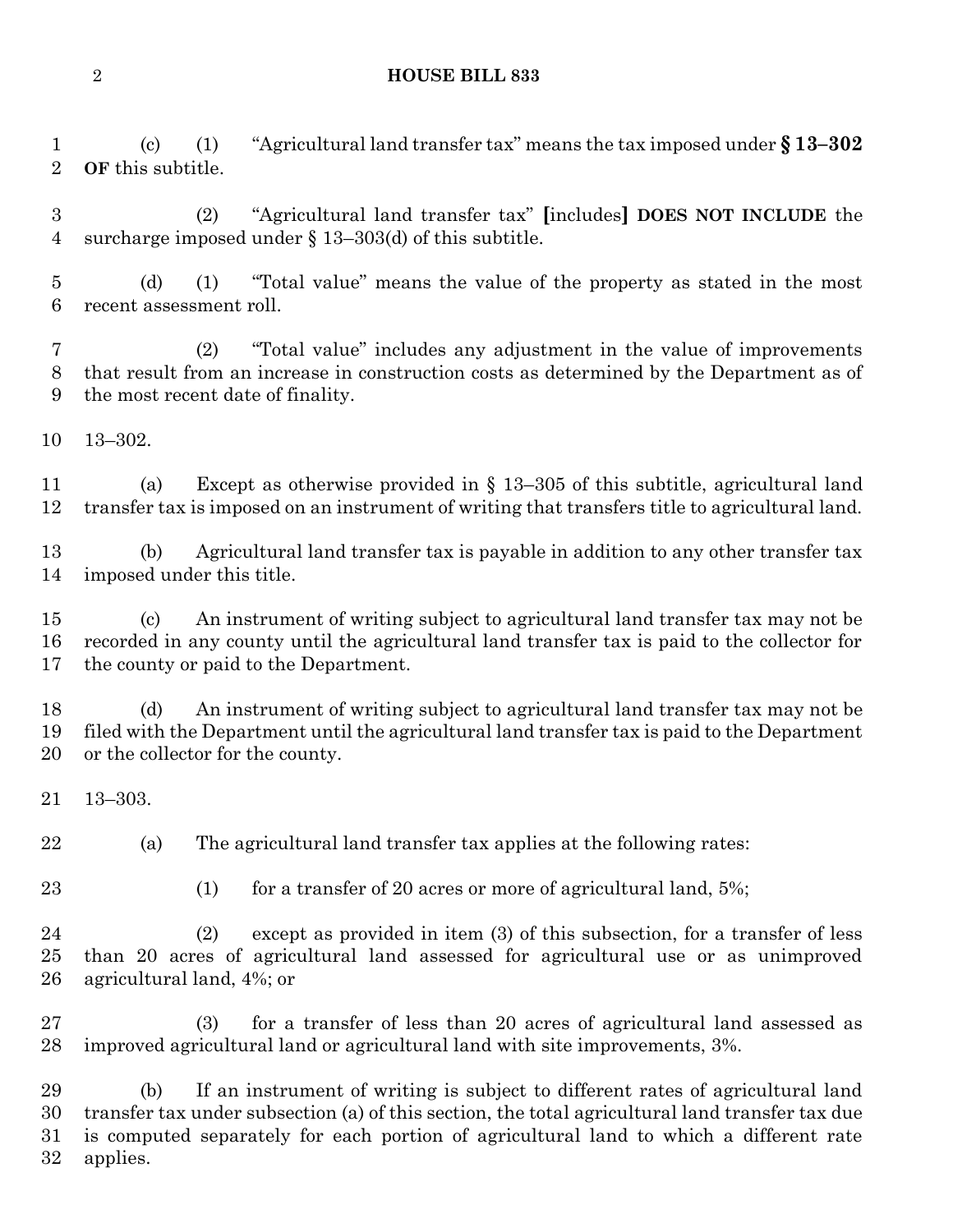(c) (1) "Agricultural land transfer tax" means the tax imposed under **§ 13–302 OF** this subtitle.

(2) "Agricultural land transfer tax" [includes] **DOES NOT INCLUDE** the surcharge imposed under § 13–303(d) of this subtitle.

(d) (1) "Total value" means the value of the property as stated in the most recent assessment roll.

(2) "Total value" includes any adjustment in the value of improvements that result from an increase in construction costs as determined by the Department as of the most recent date of finality.

13–302.

(a) Except as otherwise provided in § 13–305 of this subtitle, agricultural land transfer tax is imposed on an instrument of writing that transfers title to agricultural land.

(b) Agricultural land transfer tax is payable in addition to any other transfer tax imposed under this title.

(c) An instrument of writing subject to agricultural land transfer tax may not be recorded in any county until the agricultural land transfer tax is paid to the collector for the county or paid to the Department.

(d) An instrument of writing subject to agricultural land transfer tax may not be filed with the Department until the agricultural land transfer tax is paid to the Department or the collector for the county.

13–303.

(a) The agricultural land transfer tax applies at the following rates:

(1) for a transfer of 20 acres or more of agricultural land, 5%;

(2) except as provided in item (3) of this subsection, for a transfer of less than 20 acres of agricultural land assessed for agricultural use or as unimproved agricultural land, 4%; or

(3) for a transfer of less than 20 acres of agricultural land assessed as improved agricultural land or agricultural land with site improvements, 3%.

(b) If an instrument of writing is subject to different rates of agricultural land transfer tax under subsection (a) of this section, the total agricultural land transfer tax due is computed separately for each portion of agricultural land to which a different rate applies.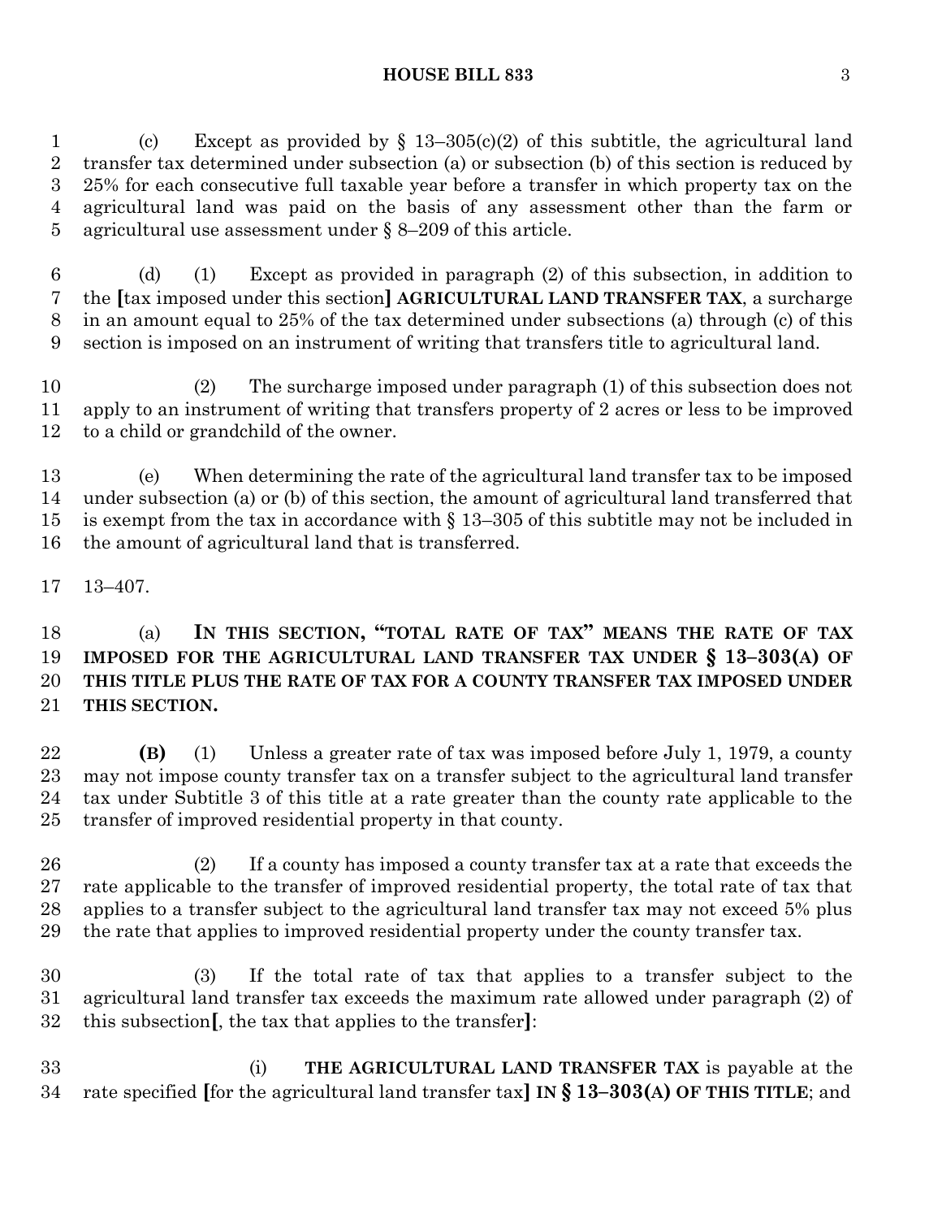(c) Except as provided by § 13–305(c)(2) of this subtitle, the agricultural land transfer tax determined under subsection (a) or subsection (b) of this section is reduced by 25% for each consecutive full taxable year before a transfer in which property tax on the agricultural land was paid on the basis of any assessment other than the farm or agricultural use assessment under § 8–209 of this article.

(d) (1) Except as provided in paragraph (2) of this subsection, in addition to the [tax imposed under this section] **AGRICULTURAL LAND TRANSFER TAX**, a surcharge in an amount equal to 25% of the tax determined under subsections (a) through (c) of this section is imposed on an instrument of writing that transfers title to agricultural land.

(2) The surcharge imposed under paragraph (1) of this subsection does not apply to an instrument of writing that transfers property of 2 acres or less to be improved to a child or grandchild of the owner.

(e) When determining the rate of the agricultural land transfer tax to be imposed under subsection (a) or (b) of this section, the amount of agricultural land transferred that is exempt from the tax in accordance with § 13–305 of this subtitle may not be included in the amount of agricultural land that is transferred.

13–407.

(a) **IN THIS SECTION, "TOTAL RATE OF TAX" MEANS THE RATE OF TAX IMPOSED FOR THE AGRICULTURAL LAND TRANSFER TAX UNDER § 13–303(A) OF THIS TITLE PLUS THE RATE OF TAX FOR A COUNTY TRANSFER TAX IMPOSED UNDER THIS SECTION.**

**(B)** (1) Unless a greater rate of tax was imposed before July 1, 1979, a county may not impose county transfer tax on a transfer subject to the agricultural land transfer tax under Subtitle 3 of this title at a rate greater than the county rate applicable to the transfer of improved residential property in that county.

(2) If a county has imposed a county transfer tax at a rate that exceeds the rate applicable to the transfer of improved residential property, the total rate of tax that applies to a transfer subject to the agricultural land transfer tax may not exceed 5% plus the rate that applies to improved residential property under the county transfer tax.

(3) If the total rate of tax that applies to a transfer subject to the agricultural land transfer tax exceeds the maximum rate allowed under paragraph (2) of this subsection[, the tax that applies to the transfer]:

(i) **THE AGRICULTURAL LAND TRANSFER TAX** is payable at the rate specified [for the agricultural land transfer tax] **IN § 13–303(A) OF THIS TITLE**; and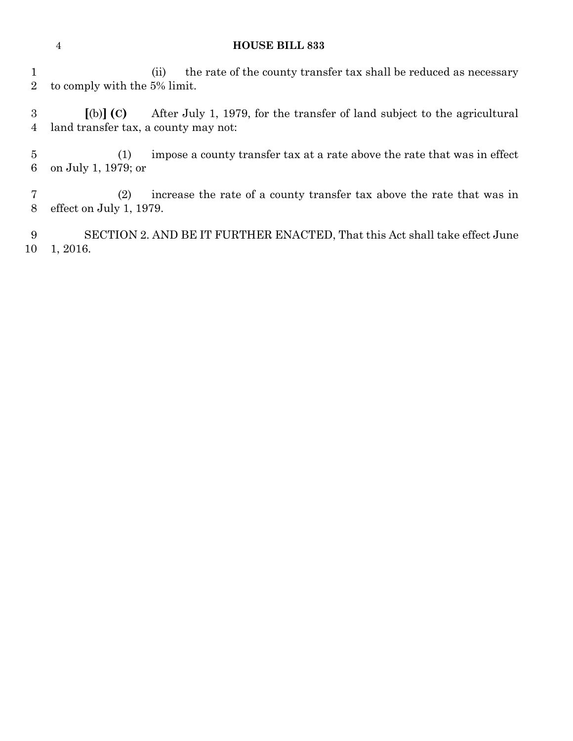(ii) the rate of the county transfer tax shall be reduced as necessary to comply with the 5% limit.

**[**(b)**] (C)** After July 1, 1979, for the transfer of land subject to the agricultural land transfer tax, a county may not:

(1) impose a county transfer tax at a rate above the rate that was in effect on July 1, 1979; or

(2) increase the rate of a county transfer tax above the rate that was in effect on July 1, 1979.

SECTION 2. AND BE IT FURTHER ENACTED, That this Act shall take effect June 1, 2016.